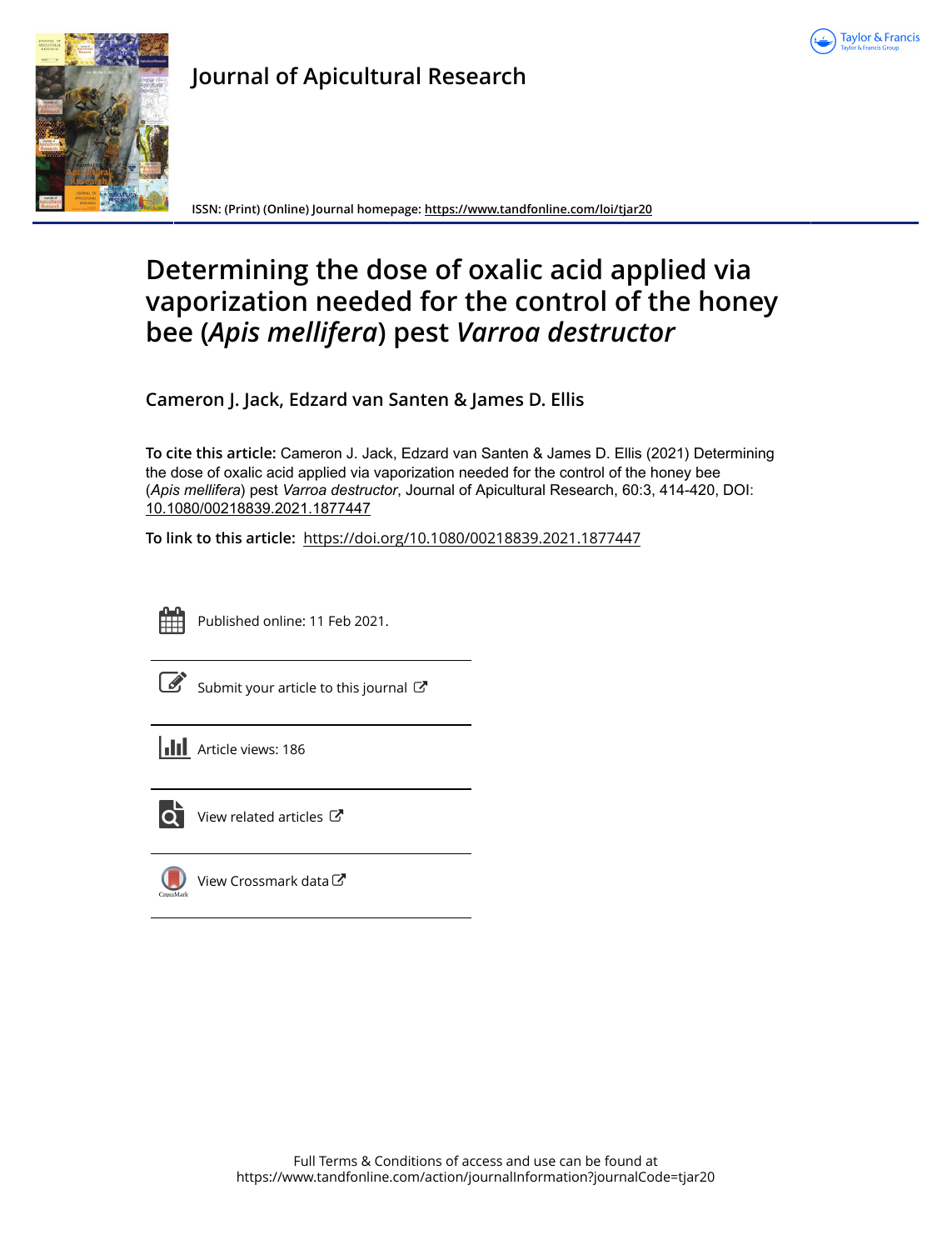# Journal of Apicultural Research

ISSN: (Print) (Online) Journal homepage: https://www.tandfonline.com/loi/tjar20

# Determining the dose of oxalic acid applied via vaporization needed for the control of the honey bee (*Apis mellifera*) pest *Varroa destructor*

**Cameron J. Jack, Edzard van Santen & James D. Ellis**

**To cite this article:** Cameron J. Jack, Edzard van Santen & James D. Ellis (2021) Determining the dose of oxalic acid applied via vaporization needed for the control of the honey bee (*Apis mellifera*) pest *Varroa destructor*, Journal of Apicultural Research, 60:3, 414-420, DOI: 10.1080/00218839.2021.1877447

**To link to this article:** https://doi.org/10.1080/00218839.2021.1877447

Published online: 11 Feb 2021.

Submit your article to this journal

Article views: 186

View related articles

View Crossmark data

Full Terms & Conditions of access and use can be found at https://www.tandfonline.com/action/journalInformation?journalCode=tjar20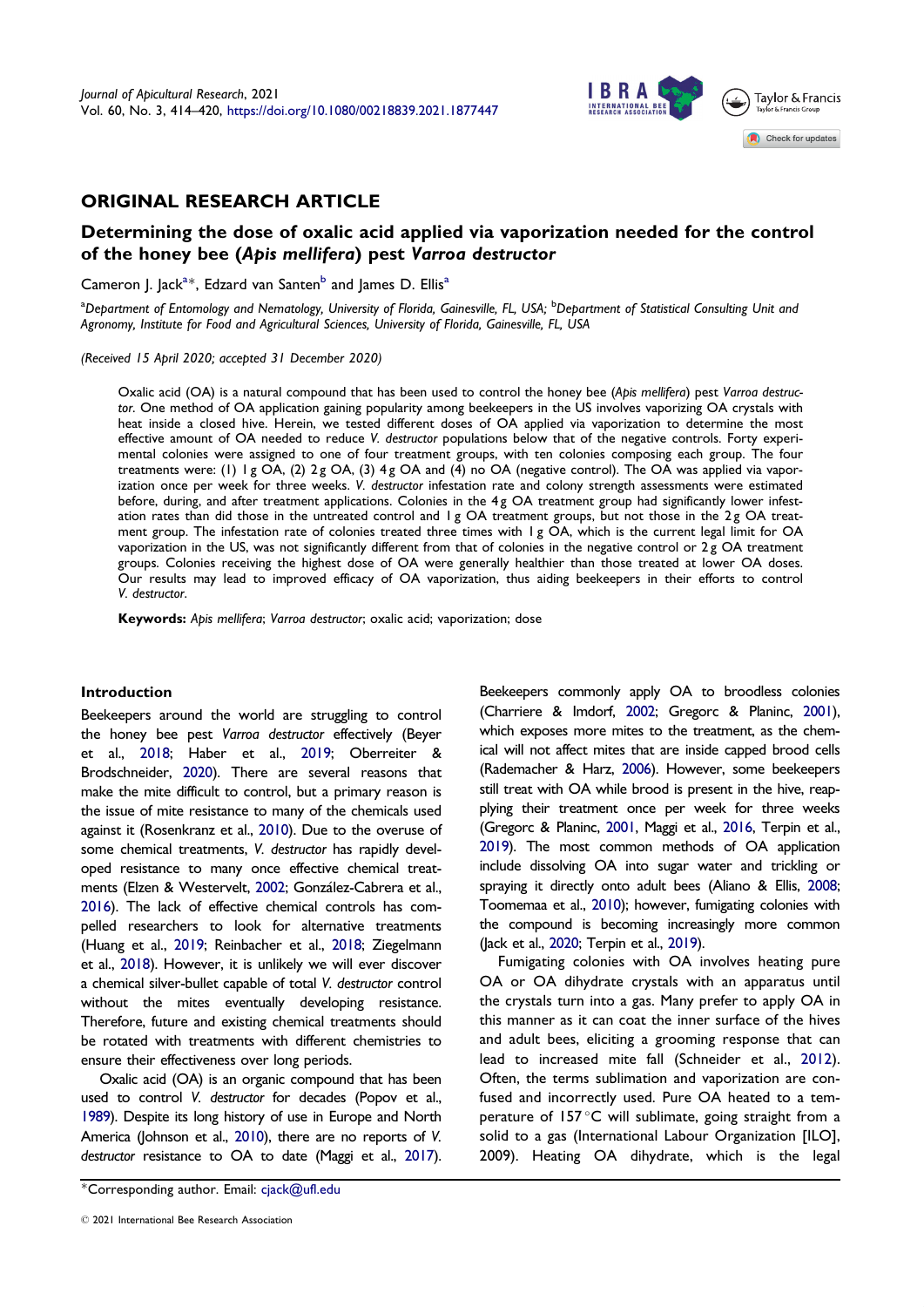## ORIGINAL RESEARCH ARTICLE

# Determining the dose of oxalic acid applied via vaporization needed for the control of the honey bee (*Apis mellifera*) pest *Varroa destructor*

Cameron J. Jack[a]*, Edzard van Santen[b] and James D. Ellis[a]

[a]Department of Entomology and Nematology, University of Florida, Gainesville, FL, USA; [b]Department of Statistical Consulting Unit and Agronomy, Institute for Food and Agricultural Sciences, University of Florida, Gainesville, FL, USA

*(Received 15 April 2020; accepted 31 December 2020)*

Oxalic acid (OA) is a natural compound that has been used to control the honey bee (*Apis mellifera*) pest *Varroa destructor*. One method of OA application gaining popularity among beekeepers in the US involves vaporizing OA crystals with heat inside a closed hive. Herein, we tested different doses of OA applied via vaporization to determine the most effective amount of OA needed to reduce *V. destructor* populations below that of the negative controls. Forty experimental colonies were assigned to one of four treatment groups, with ten colonies composing each group. The four treatments were: (1) 1 g OA, (2) 2 g OA, (3) 4 g OA and (4) no OA (negative control). The OA was applied via vaporization once per week for three weeks. *V. destructor* infestation rate and colony strength assessments were estimated before, during, and after treatment applications. Colonies in the 4 g OA treatment group had significantly lower infestation rates than did those in the untreated control and 1 g OA treatment groups, but not those in the 2 g OA treatment group. The infestation rate of colonies treated three times with 1 g OA, which is the current legal limit for OA vaporization in the US, was not significantly different from that of colonies in the negative control or 2 g OA treatment groups. Colonies receiving the highest dose of OA were generally healthier than those treated at lower OA doses. Our results may lead to improved efficacy of OA vaporization, thus aiding beekeepers in their efforts to control *V. destructor*.

**Keywords:** *Apis mellifera*; *Varroa destructor*; oxalic acid; vaporization; dose

## Introduction

Beekeepers around the world are struggling to control the honey bee pest *Varroa destructor* effectively (Beyer et al., 2018; Haber et al., 2019; Oberreiter & Brodschneider, 2020). There are several reasons that make the mite difficult to control, but a primary reason is the issue of mite resistance to many of the chemicals used against it (Rosenkranz et al., 2010). Due to the overuse of some chemical treatments, *V. destructor* has rapidly developed resistance to many once effective chemical treatments (Elzen & Westervelt, 2002; González-Cabrera et al., 2016). The lack of effective chemical controls has compelled researchers to look for alternative treatments (Huang et al., 2019; Reinbacher et al., 2018; Ziegelmann et al., 2018). However, it is unlikely we will ever discover a chemical silver-bullet capable of total *V. destructor* control without the mites eventually developing resistance. Therefore, future and existing chemical treatments should be rotated with treatments with different chemistries to ensure their effectiveness over long periods.

Oxalic acid (OA) is an organic compound that has been used to control *V. destructor* for decades (Popov et al., 1989). Despite its long history of use in Europe and North America (Johnson et al., 2010), there are no reports of *V. destructor* resistance to OA to date (Maggi et al., 2017). Beekeepers commonly apply OA to broodless colonies (Charriere & Imdorf, 2002; Gregorc & Planinc, 2001), which exposes more mites to the treatment, as the chemical will not affect mites that are inside capped brood cells (Rademacher & Harz, 2006). However, some beekeepers still treat with OA while brood is present in the hive, reapplying their treatment once per week for three weeks (Gregorc & Planinc, 2001, Maggi et al., 2016, Terpin et al., 2019). The most common methods of OA application include dissolving OA into sugar water and trickling or spraying it directly onto adult bees (Aliano & Ellis, 2008; Toomemaa et al., 2010); however, fumigating colonies with the compound is becoming increasingly more common (Jack et al., 2020; Terpin et al., 2019).

Fumigating colonies with OA involves heating pure OA or OA dihydrate crystals with an apparatus until the crystals turn into a gas. Many prefer to apply OA in this manner as it can coat the inner surface of the hives and adult bees, eliciting a grooming response that can lead to increased mite fall (Schneider et al., 2012). Often, the terms sublimation and vaporization are confused and incorrectly used. Pure OA heated to a temperature of 157 °C will sublimate, going straight from a solid to a gas (International Labour Organization [ILO], 2009). Heating OA dihydrate, which is the legal

*Corresponding author. Email: cjack@ufl.edu

© 2021 International Bee Research Association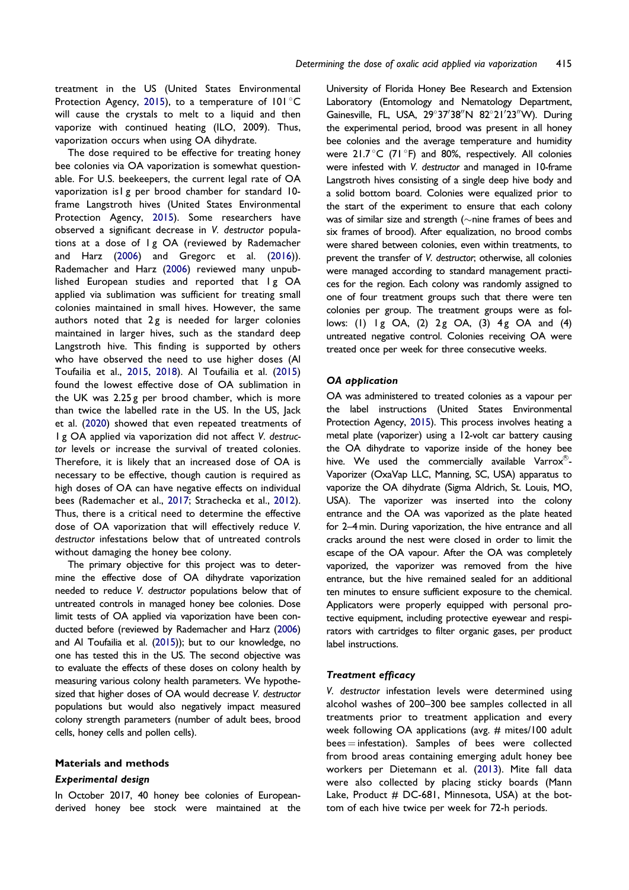treatment in the US (United States Environmental Protection Agency, 2015), to a temperature of 101 °C will cause the crystals to melt to a liquid and then vaporize with continued heating (ILO, 2009). Thus, vaporization occurs when using OA dihydrate.

The dose required to be effective for treating honey bee colonies via OA vaporization is somewhat questionable. For U.S. beekeepers, the current legal rate of OA vaporization is1 g per brood chamber for standard 10-frame Langstroth hives (United States Environmental Protection Agency, 2015). Some researchers have observed a significant decrease in *V. destructor* populations at a dose of 1 g OA (reviewed by Rademacher and Harz (2006) and Gregorc et al. (2016)). Rademacher and Harz (2006) reviewed many unpublished European studies and reported that 1 g OA applied via sublimation was sufficient for treating small colonies maintained in small hives. However, the same authors noted that 2 g is needed for larger colonies maintained in larger hives, such as the standard deep Langstroth hive. This finding is supported by others who have observed the need to use higher doses (Al Toufailia et al., 2015, 2018). Al Toufailia et al. (2015) found the lowest effective dose of OA sublimation in the UK was 2.25 g per brood chamber, which is more than twice the labelled rate in the US. In the US, Jack et al. (2020) showed that even repeated treatments of 1 g OA applied via vaporization did not affect *V. destructor* levels or increase the survival of treated colonies. Therefore, it is likely that an increased dose of OA is necessary to be effective, though caution is required as high doses of OA can have negative effects on individual bees (Rademacher et al., 2017; Strachecka et al., 2012). Thus, there is a critical need to determine the effective dose of OA vaporization that will effectively reduce *V. destructor* infestations below that of untreated controls without damaging the honey bee colony.

The primary objective for this project was to determine the effective dose of OA dihydrate vaporization needed to reduce *V. destructor* populations below that of untreated controls in managed honey bee colonies. Dose limit tests of OA applied via vaporization have been conducted before (reviewed by Rademacher and Harz (2006) and Al Toufailia et al. (2015)); but to our knowledge, no one has tested this in the US. The second objective was to evaluate the effects of these doses on colony health by measuring various colony health parameters. We hypothesized that higher doses of OA would decrease *V. destructor* populations but would also negatively impact measured colony strength parameters (number of adult bees, brood cells, honey cells and pollen cells).

## Materials and methods

### Experimental design

In October 2017, 40 honey bee colonies of European-derived honey bee stock were maintained at the University of Florida Honey Bee Research and Extension Laboratory (Entomology and Nematology Department, Gainesville, FL, USA, 29°37′38″N 82°21′23″W). During the experimental period, brood was present in all honey bee colonies and the average temperature and humidity were 21.7 °C (71 °F) and 80%, respectively. All colonies were infested with *V. destructor* and managed in 10-frame Langstroth hives consisting of a single deep hive body and a solid bottom board. Colonies were equalized prior to the start of the experiment to ensure that each colony was of similar size and strength (∼nine frames of bees and six frames of brood). After equalization, no brood combs were shared between colonies, even within treatments, to prevent the transfer of *V. destructor*; otherwise, all colonies were managed according to standard management practices for the region. Each colony was randomly assigned to one of four treatment groups such that there were ten colonies per group. The treatment groups were as follows: (1) 1 g OA, (2) 2 g OA, (3) 4 g OA and (4) untreated negative control. Colonies receiving OA were treated once per week for three consecutive weeks.

### OA application

OA was administered to treated colonies as a vapour per the label instructions (United States Environmental Protection Agency, 2015). This process involves heating a metal plate (vaporizer) using a 12-volt car battery causing the OA dihydrate to vaporize inside of the honey bee hive. We used the commercially available Varrox®-Vaporizer (OxaVap LLC, Manning, SC, USA) apparatus to vaporize the OA dihydrate (Sigma Aldrich, St. Louis, MO, USA). The vaporizer was inserted into the colony entrance and the OA was vaporized as the plate heated for 2–4 min. During vaporization, the hive entrance and all cracks around the nest were closed in order to limit the escape of the OA vapour. After the OA was completely vaporized, the vaporizer was removed from the hive entrance, but the hive remained sealed for an additional ten minutes to ensure sufficient exposure to the chemical. Applicators were properly equipped with personal protective equipment, including protective eyewear and respirators with cartridges to filter organic gases, per product label instructions.

### Treatment efficacy

*V. destructor* infestation levels were determined using alcohol washes of 200–300 bee samples collected in all treatments prior to treatment application and every week following OA applications (avg. # mites/100 adult bees = infestation). Samples of bees were collected from brood areas containing emerging adult honey bee workers per Dietemann et al. (2013). Mite fall data were also collected by placing sticky boards (Mann Lake, Product # DC-681, Minnesota, USA) at the bottom of each hive twice per week for 72-h periods.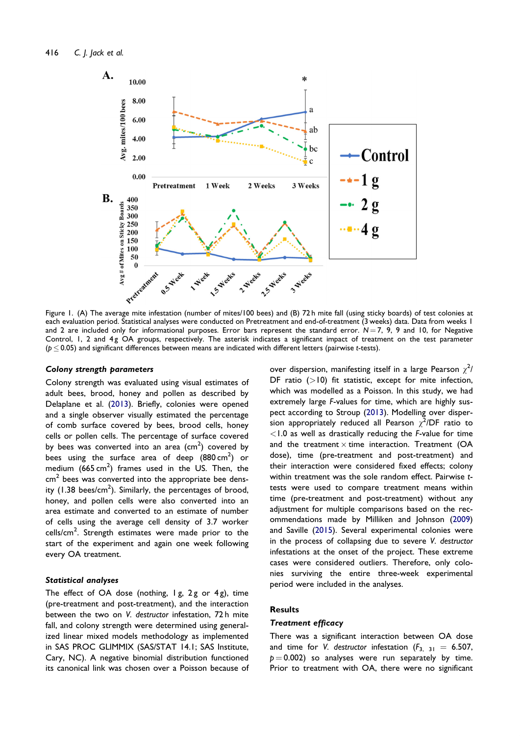Figure 1. (A) The average mite infestation (number of mites/100 bees) and (B) 72 h mite fall (using sticky boards) of test colonies at each evaluation period. Statistical analyses were conducted on Pretreatment and end-of-treatment (3 weeks) data. Data from weeks 1 and 2 are included only for informational purposes. Error bars represent the standard error. $N = 7$, 9, 9 and 10, for Negative Control, 1, 2 and 4 g OA groups, respectively. The asterisk indicates a significant impact of treatment on the test parameter ($p \leq 0.05$) and significant differences between means are indicated with different letters (pairwise *t*-tests).

### *Colony strength parameters*

Colony strength was evaluated using visual estimates of adult bees, brood, honey and pollen as described by Delaplane et al. (2013). Briefly, colonies were opened and a single observer visually estimated the percentage of comb surface covered by bees, brood cells, honey cells or pollen cells. The percentage of surface covered by bees was converted into an area ($cm^2$) covered by bees using the surface area of deep ($880\,cm^2$) or medium ($665\,cm^2$) frames used in the US. Then, the $cm^2$ bees was converted into the appropriate bee density ($1.38$ bees/$cm^2$). Similarly, the percentages of brood, honey, and pollen cells were also converted into an area estimate and converted to an estimate of number of cells using the average cell density of 3.7 worker cells/$cm^2$. Strength estimates were made prior to the start of the experiment and again one week following every OA treatment.

### *Statistical analyses*

The effect of OA dose (nothing, 1 g, 2 g or 4 g), time (pre-treatment and post-treatment), and the interaction between the two on *V. destructor* infestation, 72 h mite fall, and colony strength were determined using generalized linear mixed models methodology as implemented in SAS PROC GLIMMIX (SAS/STAT 14.1; SAS Institute, Cary, NC). A negative binomial distribution functioned its canonical link was chosen over a Poisson because of over dispersion, manifesting itself in a large Pearson $\chi^2$/DF ratio (>10) fit statistic, except for mite infection, which was modelled as a Poisson. In this study, we had extremely large *F*-values for time, which are highly suspect according to Stroup (2013). Modelling over dispersion appropriately reduced all Pearson $\chi^2$/DF ratio to <1.0 as well as drastically reducing the *F*-value for time and the treatment × time interaction. Treatment (OA dose), time (pre-treatment and post-treatment) and their interaction were considered fixed effects; colony within treatment was the sole random effect. Pairwise *t*-tests were used to compare treatment means within time (pre-treatment and post-treatment) without any adjustment for multiple comparisons based on the recommendations made by Milliken and Johnson (2009) and Saville (2015). Several experimental colonies were in the process of collapsing due to severe *V. destructor* infestations at the onset of the project. These extreme cases were considered outliers. Therefore, only colonies surviving the entire three-week experimental period were included in the analyses.

## Results

### *Treatment efficacy*

There was a significant interaction between OA dose and time for *V. destructor* infestation ($F_{3,\ 31} = 6.507$, $p = 0.002$) so analyses were run separately by time. Prior to treatment with OA, there were no significant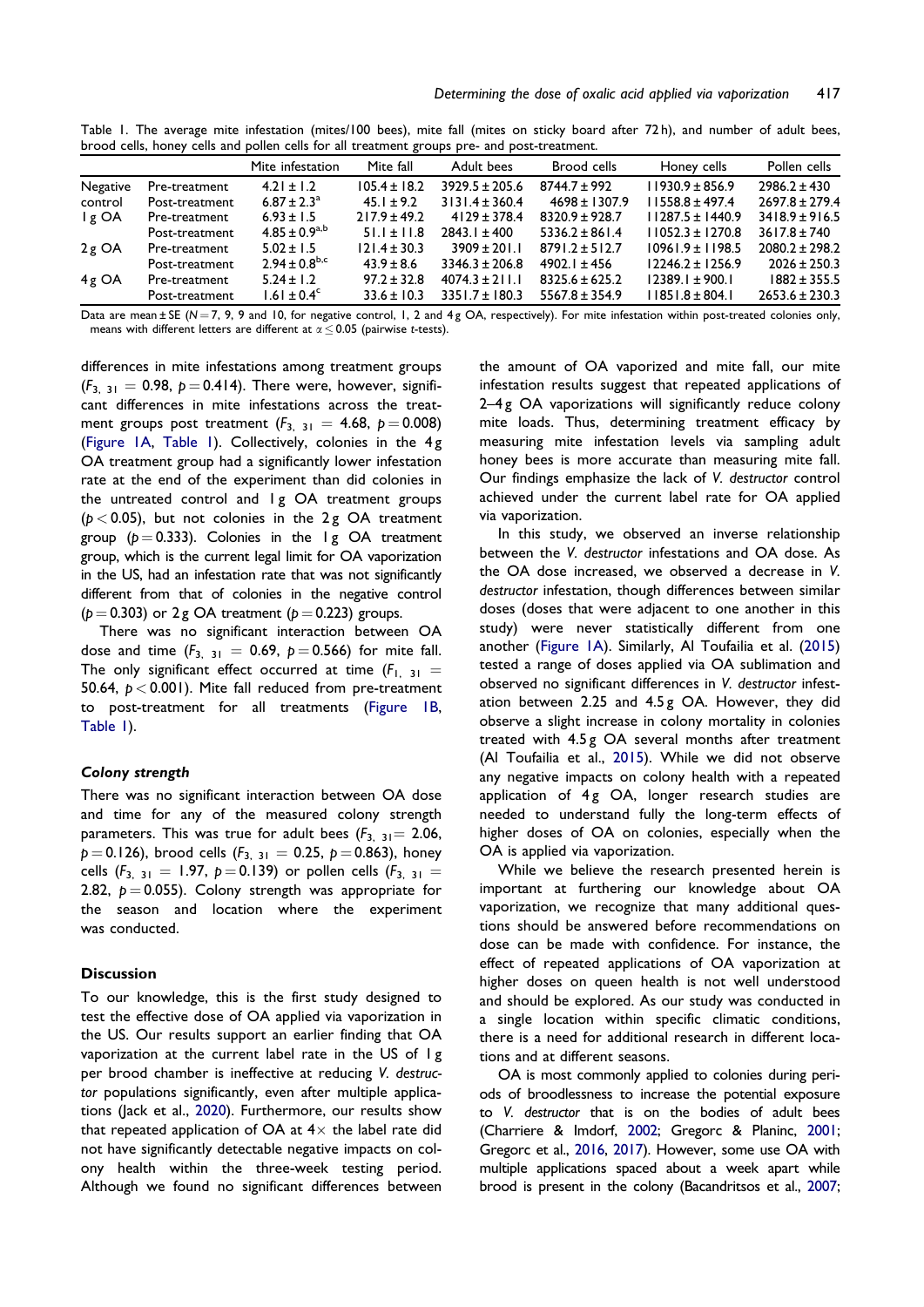Table 1. The average mite infestation (mites/100 bees), mite fall (mites on sticky board after 72 h), and number of adult bees, brood cells, honey cells and pollen cells for all treatment groups pre- and post-treatment.

| | | Mite infestation | Mite fall | Adult bees | Brood cells | Honey cells | Pollen cells |
|---|---|---|---|---|---|---|---|
| Negative | Pre-treatment | 4.21 ± 1.2 | 105.4 ± 18.2 | 3929.5 ± 205.6 | 8744.7 ± 992 | 11930.9 ± 856.9 | 2986.2 ± 430 |
| control | Post-treatment | 6.87 ± 2.3[a] | 45.1 ± 9.2 | 3131.4 ± 360.4 | 4698 ± 1307.9 | 11558.8 ± 497.4 | 2697.8 ± 279.4 |
| 1 g OA | Pre-treatment | 6.93 ± 1.5 | 217.9 ± 49.2 | 4129 ± 378.4 | 8320.9 ± 928.7 | 11287.5 ± 1440.9 | 3418.9 ± 916.5 |
| | Post-treatment | 4.85 ± 0.9[a,b] | 51.1 ± 11.8 | 2843.1 ± 400 | 5336.2 ± 861.4 | 11052.3 ± 1270.8 | 3617.8 ± 740 |
| 2 g OA | Pre-treatment | 5.02 ± 1.5 | 121.4 ± 30.3 | 3909 ± 201.1 | 8791.2 ± 512.7 | 10961.9 ± 1198.5 | 2080.2 ± 298.2 |
| | Post-treatment | 2.94 ± 0.8[b,c] | 43.9 ± 8.6 | 3346.3 ± 206.8 | 4902.1 ± 456 | 12246.2 ± 1256.9 | 2026 ± 250.3 |
| 4 g OA | Pre-treatment | 5.24 ± 1.2 | 97.2 ± 32.8 | 4074.3 ± 211.1 | 8325.6 ± 625.2 | 12389.1 ± 900.1 | 1882 ± 355.5 |
| | Post-treatment | 1.61 ± 0.4[c] | 33.6 ± 10.3 | 3351.7 ± 180.3 | 5567.8 ± 354.9 | 11851.8 ± 804.1 | 2653.6 ± 230.3 |

Data are mean ± SE ($N = 7$, 9, 9 and 10, for negative control, 1, 2 and 4 g OA, respectively). For mite infestation within post-treated colonies only, means with different letters are different at $\alpha \leq 0.05$ (pairwise t-tests).

differences in mite infestations among treatment groups ($F_{3,\ 31} = 0.98$, $p = 0.414$). There were, however, significant differences in mite infestations across the treatment groups post treatment ($F_{3,\ 31} = 4.68$, $p = 0.008$) (Figure 1A, Table 1). Collectively, colonies in the 4 g OA treatment group had a significantly lower infestation rate at the end of the experiment than did colonies in the untreated control and 1 g OA treatment groups ($p < 0.05$), but not colonies in the 2 g OA treatment group ($p = 0.333$). Colonies in the 1 g OA treatment group, which is the current legal limit for OA vaporization in the US, had an infestation rate that was not significantly different from that of colonies in the negative control ($p = 0.303$) or 2 g OA treatment ($p = 0.223$) groups.

There was no significant interaction between OA dose and time ($F_{3,\ 31} = 0.69$, $p = 0.566$) for mite fall. The only significant effect occurred at time ($F_{1,\ 31} = 50.64$, $p < 0.001$). Mite fall reduced from pre-treatment to post-treatment for all treatments (Figure 1B, Table 1).

### *Colony strength*

There was no significant interaction between OA dose and time for any of the measured colony strength parameters. This was true for adult bees ($F_{3,\ 31} = 2.06$, $p = 0.126$), brood cells ($F_{3,\ 31} = 0.25$, $p = 0.863$), honey cells ($F_{3,\ 31} = 1.97$, $p = 0.139$) or pollen cells ($F_{3,\ 31} = 2.82$, $p = 0.055$). Colony strength was appropriate for the season and location where the experiment was conducted.

## Discussion

To our knowledge, this is the first study designed to test the effective dose of OA applied via vaporization in the US. Our results support an earlier finding that OA vaporization at the current label rate in the US of 1 g per brood chamber is ineffective at reducing *V. destructor* populations significantly, even after multiple applications (Jack et al., 2020). Furthermore, our results show that repeated application of OA at 4× the label rate did not have significantly detectable negative impacts on colony health within the three-week testing period. Although we found no significant differences between the amount of OA vaporized and mite fall, our mite infestation results suggest that repeated applications of 2–4 g OA vaporizations will significantly reduce colony mite loads. Thus, determining treatment efficacy by measuring mite infestation levels via sampling adult honey bees is more accurate than measuring mite fall. Our findings emphasize the lack of *V. destructor* control achieved under the current label rate for OA applied via vaporization.

In this study, we observed an inverse relationship between the *V. destructor* infestations and OA dose. As the OA dose increased, we observed a decrease in *V. destructor* infestation, though differences between similar doses (doses that were adjacent to one another in this study) were never statistically different from one another (Figure 1A). Similarly, Al Toufailia et al. (2015) tested a range of doses applied via OA sublimation and observed no significant differences in *V. destructor* infestation between 2.25 and 4.5 g OA. However, they did observe a slight increase in colony mortality in colonies treated with 4.5 g OA several months after treatment (Al Toufailia et al., 2015). While we did not observe any negative impacts on colony health with a repeated application of 4 g OA, longer research studies are needed to understand fully the long-term effects of higher doses of OA on colonies, especially when the OA is applied via vaporization.

While we believe the research presented herein is important at furthering our knowledge about OA vaporization, we recognize that many additional questions should be answered before recommendations on dose can be made with confidence. For instance, the effect of repeated applications of OA vaporization at higher doses on queen health is not well understood and should be explored. As our study was conducted in a single location within specific climatic conditions, there is a need for additional research in different locations and at different seasons.

OA is most commonly applied to colonies during periods of broodlessness to increase the potential exposure to *V. destructor* that is on the bodies of adult bees (Charriere & Imdorf, 2002; Gregorc & Planinc, 2001; Gregorc et al., 2016, 2017). However, some use OA with multiple applications spaced about a week apart while brood is present in the colony (Bacandritsos et al., 2007;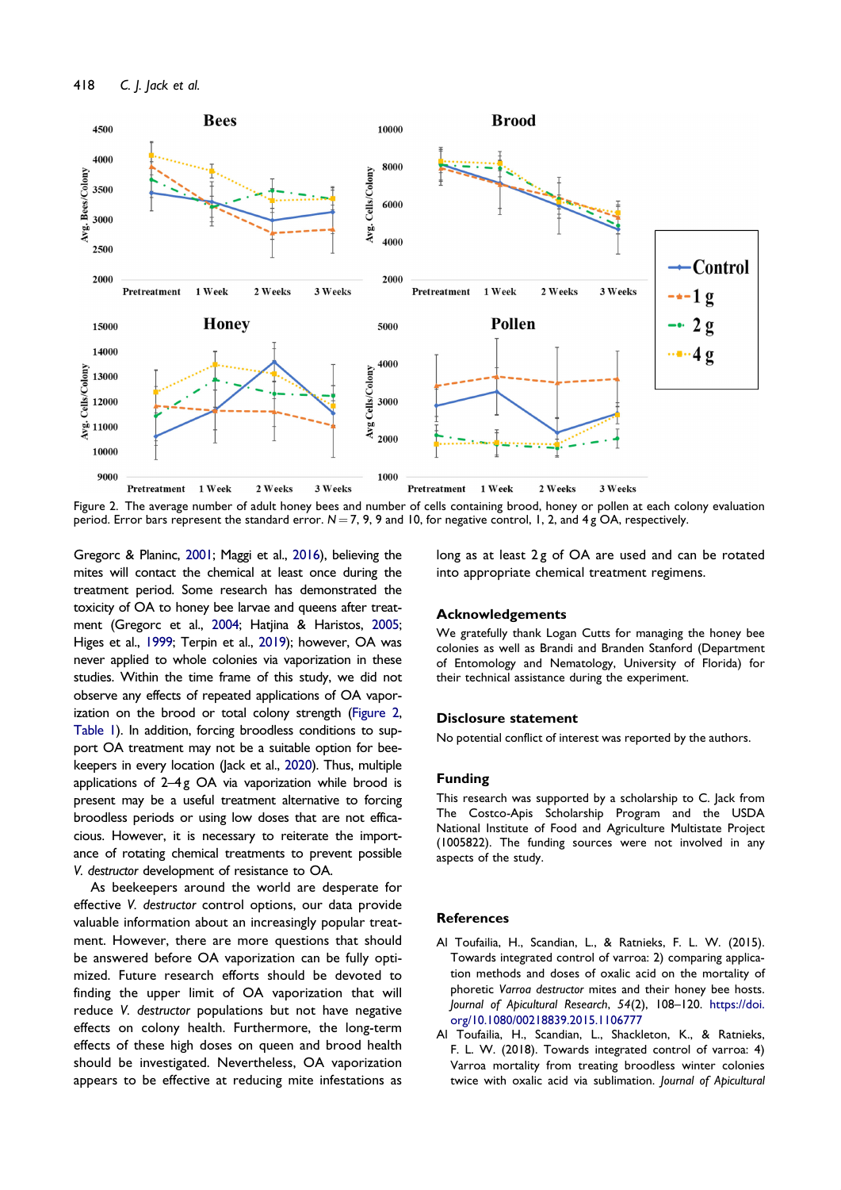Figure 2. The average number of adult honey bees and number of cells containing brood, honey or pollen at each colony evaluation period. Error bars represent the standard error. $N = 7$, 9, 9 and 10, for negative control, 1, 2, and 4 g OA, respectively.

Gregorc & Planinc, 2001; Maggi et al., 2016), believing the mites will contact the chemical at least once during the treatment period. Some research has demonstrated the toxicity of OA to honey bee larvae and queens after treatment (Gregorc et al., 2004; Hatjina & Haristos, 2005; Higes et al., 1999; Terpin et al., 2019); however, OA was never applied to whole colonies via vaporization in these studies. Within the time frame of this study, we did not observe any effects of repeated applications of OA vaporization on the brood or total colony strength (Figure 2, Table 1). In addition, forcing broodless conditions to support OA treatment may not be a suitable option for beekeepers in every location (Jack et al., 2020). Thus, multiple applications of 2–4 g OA via vaporization while brood is present may be a useful treatment alternative to forcing broodless periods or using low doses that are not efficacious. However, it is necessary to reiterate the importance of rotating chemical treatments to prevent possible *V. destructor* development of resistance to OA.

As beekeepers around the world are desperate for effective *V. destructor* control options, our data provide valuable information about an increasingly popular treatment. However, there are more questions that should be answered before OA vaporization can be fully optimized. Future research efforts should be devoted to finding the upper limit of OA vaporization that will reduce *V. destructor* populations but not have negative effects on colony health. Furthermore, the long-term effects of these high doses on queen and brood health should be investigated. Nevertheless, OA vaporization appears to be effective at reducing mite infestations as long as at least 2 g of OA are used and can be rotated into appropriate chemical treatment regimens.

## Acknowledgements

We gratefully thank Logan Cutts for managing the honey bee colonies as well as Brandi and Branden Stanford (Department of Entomology and Nematology, University of Florida) for their technical assistance during the experiment.

## Disclosure statement

No potential conflict of interest was reported by the authors.

## Funding

This research was supported by a scholarship to C. Jack from The Costco-Apis Scholarship Program and the USDA National Institute of Food and Agriculture Multistate Project (1005822). The funding sources were not involved in any aspects of the study.

## References

Al Toufailia, H., Scandian, L., & Ratnieks, F. L. W. (2015). Towards integrated control of varroa: 2) comparing application methods and doses of oxalic acid on the mortality of phoretic *Varroa destructor* mites and their honey bee hosts. *Journal of Apicultural Research*, *54*(2), 108–120. https://doi.org/10.1080/00218839.2015.1106777

Al Toufailia, H., Scandian, L., Shackleton, K., & Ratnieks, F. L. W. (2018). Towards integrated control of varroa: 4) Varroa mortality from treating broodless winter colonies twice with oxalic acid via sublimation. *Journal of Apicultural*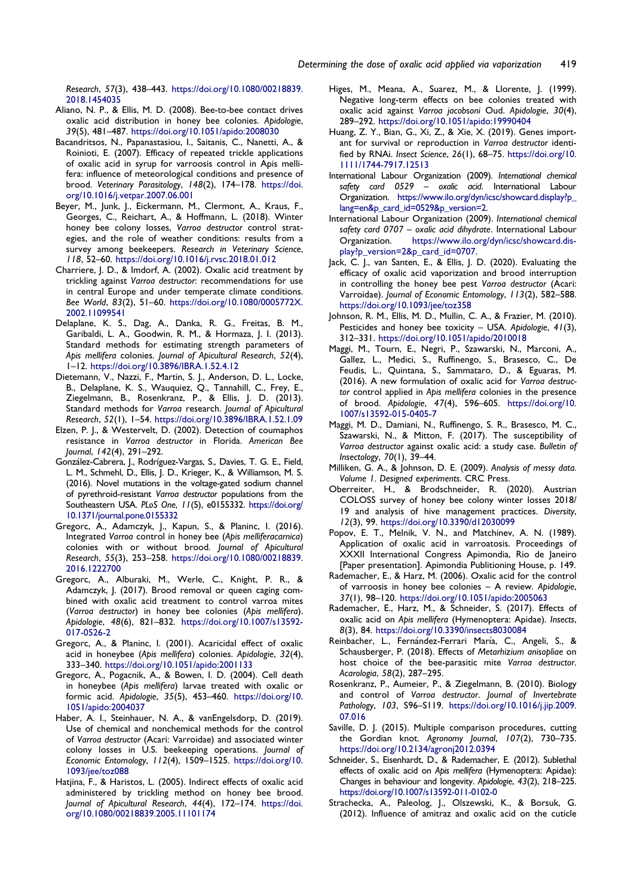Research, 57(3), 438–443. https://doi.org/10.1080/00218839.2018.1454035

Aliano, N. P., & Ellis, M. D. (2008). Bee-to-bee contact drives oxalic acid distribution in honey bee colonies. *Apidologie*, *39*(5), 481–487. https://doi.org/10.1051/apido:2008030

Bacandritsos, N., Papanastasiou, I., Saitanis, C., Nanetti, A., & Roinioti, E. (2007). Efficacy of repeated trickle applications of oxalic acid in syrup for varroosis control in Apis mellifera: influence of meteorological conditions and presence of brood. *Veterinary Parasitology*, *148*(2), 174–178. https://doi.org/10.1016/j.vetpar.2007.06.001

Beyer, M., Junk, J., Eickermann, M., Clermont, A., Kraus, F., Georges, C., Reichart, A., & Hoffmann, L. (2018). Winter honey bee colony losses, *Varroa destructor* control strategies, and the role of weather conditions: results from a survey among beekeepers. *Research in Veterinary Science*, *118*, 52–60. https://doi.org/10.1016/j.rvsc.2018.01.012

Charriere, J. D., & Imdorf, A. (2002). Oxalic acid treatment by trickling against *Varroa destructor*: recommendations for use in central Europe and under temperate climate conditions. *Bee World*, *83*(2), 51–60. https://doi.org/10.1080/0005772X.2002.11099541

Delaplane, K. S., Dag, A., Danka, R. G., Freitas, B. M., Garibaldi, L. A., Goodwin, R. M., & Hormaza, J. I. (2013). Standard methods for estimating strength parameters of *Apis mellifera* colonies. *Journal of Apicultural Research*, *52*(4), 1–12. https://doi.org/10.3896/IBRA.1.52.4.12

Dietemann, V., Nazzi, F., Martin, S. J., Anderson, D. L., Locke, B., Delaplane, K. S., Wauquiez, Q., Tannahill, C., Frey, E., Ziegelmann, B., Rosenkranz, P., & Ellis, J. D. (2013). Standard methods for *Varroa* research. *Journal of Apicultural Research*, *52*(1), 1–54. https://doi.org/10.3896/IBRA.1.52.1.09

Elzen, P. J., & Westervelt, D. (2002). Detection of coumaphos resistance in *Varroa destructor* in Florida. *American Bee Journal*, *142*(4), 291–292.

González-Cabrera, J., Rodríguez-Vargas, S., Davies, T. G. E., Field, L. M., Schmehl, D., Ellis, J. D., Krieger, K., & Williamson, M. S. (2016). Novel mutations in the voltage-gated sodium channel of pyrethroid-resistant *Varroa destructor* populations from the Southeastern USA. *PLoS One*, *11*(5), e0155332. https://doi.org/10.1371/journal.pone.0155332

Gregorc, A., Adamczyk, J., Kapun, S., & Planinc, I. (2016). Integrated *Varroa* control in honey bee (*Apis melliferacarnica*) colonies with or without brood. *Journal of Apicultural Research*, *55*(3), 253–258. https://doi.org/10.1080/00218839.2016.1222700

Gregorc, A., Alburaki, M., Werle, C., Knight, P. R., & Adamczyk, J. (2017). Brood removal or queen caging combined with oxalic acid treatment to control varroa mites (*Varroa destructor*) in honey bee colonies (*Apis mellifera*). *Apidologie*, *48*(6), 821–832. https://doi.org/10.1007/s13592-017-0526-2

Gregorc, A., & Planinc, I. (2001). Acaricidal effect of oxalic acid in honeybee (*Apis mellifera*) colonies. *Apidologie*, *32*(4), 333–340. https://doi.org/10.1051/apido:2001133

Gregorc, A., Pogacnik, A., & Bowen, I. D. (2004). Cell death in honeybee (*Apis mellifera*) larvae treated with oxalic or formic acid. *Apidologie*, *35*(5), 453–460. https://doi.org/10.1051/apido:2004037

Haber, A. I., Steinhauer, N. A., & vanEngelsdorp, D. (2019). Use of chemical and nonchemical methods for the control of *Varroa destructor* (Acari: Varroidae) and associated winter colony losses in U.S. beekeeping operations. *Journal of Economic Entomology*, *112*(4), 1509–1525. https://doi.org/10.1093/jee/toz088

Hatjina, F., & Haristos, L. (2005). Indirect effects of oxalic acid administered by trickling method on honey bee brood. *Journal of Apicultural Research*, *44*(4), 172–174. https://doi.org/10.1080/00218839.2005.11101174

Higes, M., Meana, A., Suarez, M., & Llorente, J. (1999). Negative long-term effects on bee colonies treated with oxalic acid against *Varroa jacobsoni* Oud. *Apidologie*, *30*(4), 289–292. https://doi.org/10.1051/apido:19990404

Huang, Z. Y., Bian, G., Xi, Z., & Xie, X. (2019). Genes important for survival or reproduction in *Varroa destructor* identified by RNAi. *Insect Science*, *26*(1), 68–75. https://doi.org/10.1111/1744-7917.12513

International Labour Organization (2009). *International chemical safety card 0529 – oxalic acid*. International Labour Organization. https://www.ilo.org/dyn/icsc/showcard.display?p_lang=en&p_card_id=0529&p_version=2.

International Labour Organization (2009). *International chemical safety card 0707 – oxalic acid dihydrate*. International Labour Organization. https://www.ilo.org/dyn/icsc/showcard.display?p_version=2&p_card_id=0707.

Jack, C. J., van Santen, E., & Ellis, J. D. (2020). Evaluating the efficacy of oxalic acid vaporization and brood interruption in controlling the honey bee pest *Varroa destructor* (Acari: Varroidae). *Journal of Economic Entomology*, *113*(2), 582–588. https://doi.org/10.1093/jee/toz358

Johnson, R. M., Ellis, M. D., Mullin, C. A., & Frazier, M. (2010). Pesticides and honey bee toxicity – USA. *Apidologie*, *41*(3), 312–331. https://doi.org/10.1051/apido/2010018

Maggi, M., Tourn, E., Negri, P., Szawarski, N., Marconi, A., Gallez, L., Medici, S., Ruffinengo, S., Brasesco, C., De Feudis, L., Quintana, S., Sammataro, D., & Eguaras, M. (2016). A new formulation of oxalic acid for *Varroa destructor* control applied in *Apis mellifera* colonies in the presence of brood. *Apidologie*, *47*(4), 596–605. https://doi.org/10.1007/s13592-015-0405-7

Maggi, M. D., Damiani, N., Ruffinengo, S. R., Brasesco, M. C., Szawarski, N., & Mitton, F. (2017). The susceptibility of *Varroa destructor* against oxalic acid: a study case. *Bulletin of Insectology*, *70*(1), 39–44.

Milliken, G. A., & Johnson, D. E. (2009). *Analysis of messy data. Volume 1. Designed experiments*. CRC Press.

Oberreiter, H., & Brodschneider, R. (2020). Austrian COLOSS survey of honey bee colony winter losses 2018/19 and analysis of hive management practices. *Diversity*, *12*(3), 99. https://doi.org/10.3390/d12030099

Popov, E. T., Melnik, V. N., and Matchinev, A. N. (1989). Application of oxalic acid in varroatosis. Proceedings of XXXII International Congress Apimondia, Rio de Janeiro [Paper presentation]. Apimondia Publitioning House, p. 149.

Rademacher, E., & Harz, M. (2006). Oxalic acid for the control of varroosis in honey bee colonies – A review. *Apidologie*, *37*(1), 98–120. https://doi.org/10.1051/apido:2005063

Rademacher, E., Harz, M., & Schneider, S. (2017). Effects of oxalic acid on *Apis mellifera* (Hymenoptera: Apidae). *Insects*, *8*(3), 84. https://doi.org/10.3390/insects8030084

Reinbacher, L., Fernández-Ferrari María, C., Angeli, S., & Schausberger, P. (2018). Effects of *Metarhizium anisopliae* on host choice of the bee-parasitic mite *Varroa destructor*. *Acarologia*, *58*(2), 287–295.

Rosenkranz, P., Aumeier, P., & Ziegelmann, B. (2010). Biology and control of *Varroa destructor*. *Journal of Invertebrate Pathology*, *103*, S96–S119. https://doi.org/10.1016/j.jip.2009.07.016

Saville, D. J. (2015). Multiple comparison procedures, cutting the Gordian knot. *Agronomy Journal*, *107*(2), 730–735. https://doi.org/10.2134/agronj2012.0394

Schneider, S., Eisenhardt, D., & Rademacher, E. (2012). Sublethal effects of oxalic acid on *Apis mellifera* (Hymenoptera: Apidae): Changes in behaviour and longevity. *Apidologie*, *43*(2), 218–225. https://doi.org/10.1007/s13592-011-0102-0

Strachecka, A., Paleolog, J., Olszewski, K., & Borsuk, G. (2012). Influence of amitraz and oxalic acid on the cuticle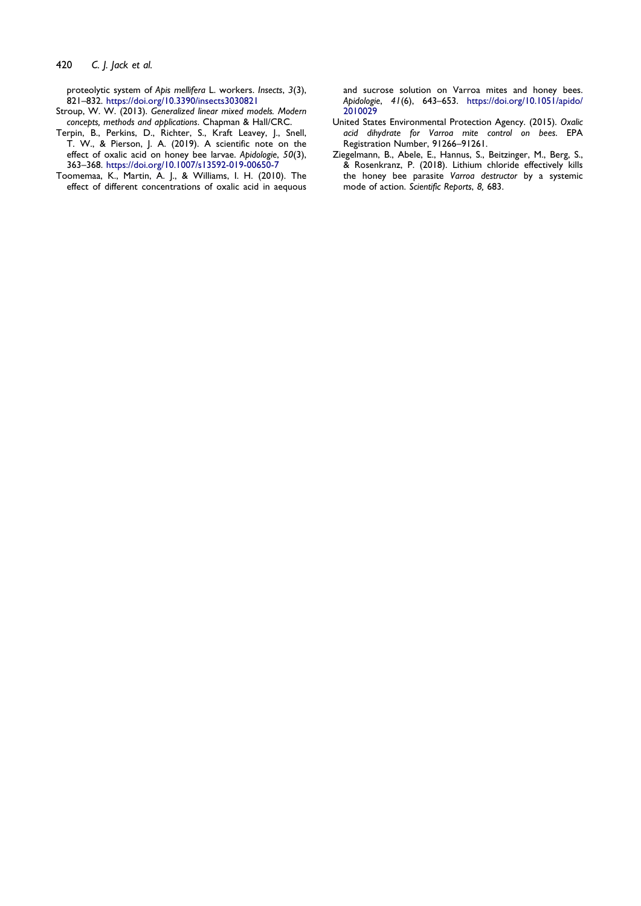proteolytic system of *Apis mellifera* L. workers. *Insects*, *3*(3), 821–832. https://doi.org/10.3390/insects3030821

Stroup, W. W. (2013). *Generalized linear mixed models. Modern concepts, methods and applications*. Chapman & Hall/CRC.

Terpin, B., Perkins, D., Richter, S., Kraft Leavey, J., Snell, T. W., & Pierson, J. A. (2019). A scientific note on the effect of oxalic acid on honey bee larvae. *Apidologie*, *50*(3), 363–368. https://doi.org/10.1007/s13592-019-00650-7

Toomemaa, K., Martin, A. J., & Williams, I. H. (2010). The effect of different concentrations of oxalic acid in aequous and sucrose solution on Varroa mites and honey bees. *Apidologie*, *41*(6), 643–653. https://doi.org/10.1051/apido/2010029

United States Environmental Protection Agency. (2015). *Oxalic acid dihydrate for Varroa mite control on bees*. EPA Registration Number, 91266–91261.

Ziegelmann, B., Abele, E., Hannus, S., Beitzinger, M., Berg, S., & Rosenkranz, P. (2018). Lithium chloride effectively kills the honey bee parasite *Varroa destructor* by a systemic mode of action. *Scientific Reports*, *8*, 683.